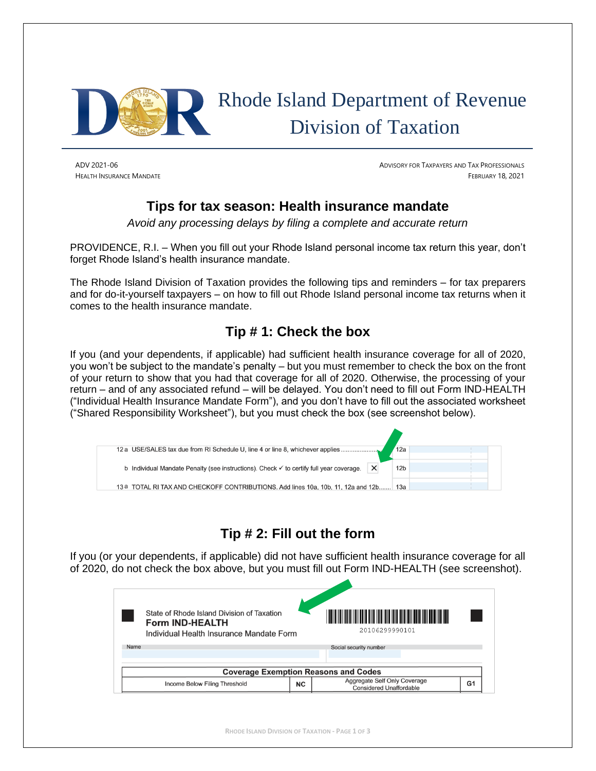Rhode Island Department of Revenue
Division of Taxation

ADV 2021-06
HEALTH INSURANCE MANDATE

ADVISORY FOR TAXPAYERS AND TAX PROFESSIONALS
FEBRUARY 18, 2021

# Tips for tax season: Health insurance mandate

*Avoid any processing delays by filing a complete and accurate return*

PROVIDENCE, R.I. – When you fill out your Rhode Island personal income tax return this year, don't forget Rhode Island's health insurance mandate.

The Rhode Island Division of Taxation provides the following tips and reminders – for tax preparers and for do-it-yourself taxpayers – on how to fill out Rhode Island personal income tax returns when it comes to the health insurance mandate.

## Tip # 1: Check the box

If you (and your dependents, if applicable) had sufficient health insurance coverage for all of 2020, you won't be subject to the mandate's penalty – but you must remember to check the box on the front of your return to show that you had that coverage for all of 2020. Otherwise, the processing of your return – and of any associated refund – will be delayed. You don't need to fill out Form IND-HEALTH ("Individual Health Insurance Mandate Form"), and you don't have to fill out the associated worksheet ("Shared Responsibility Worksheet"), but you must check the box (see screenshot below).

| | | | |
|---|---|---|---|
| 12a USE/SALES tax due from RI Schedule U, line 4 or line 8, whichever applies | | 12a | |
| b Individual Mandate Penalty (see instructions). Check ✓ to certify full year coverage. | X | 12b | |
| 13a TOTAL RI TAX AND CHECKOFF CONTRIBUTIONS. Add lines 10a, 10b, 11, 12a and 12b | | 13a | |

## Tip # 2: Fill out the form

If you (or your dependents, if applicable) did not have sufficient health insurance coverage for all of 2020, do not check the box above, but you must fill out Form IND-HEALTH (see screenshot).

State of Rhode Island Division of Taxation
**Form IND-HEALTH**
Individual Health Insurance Mandate Form

20106299990101

Name | Social security number

| Coverage Exemption Reasons and Codes | | | |
|---|---|---|---|
| Income Below Filing Threshold | NC | Aggregate Self Only Coverage Considered Unaffordable | G1 |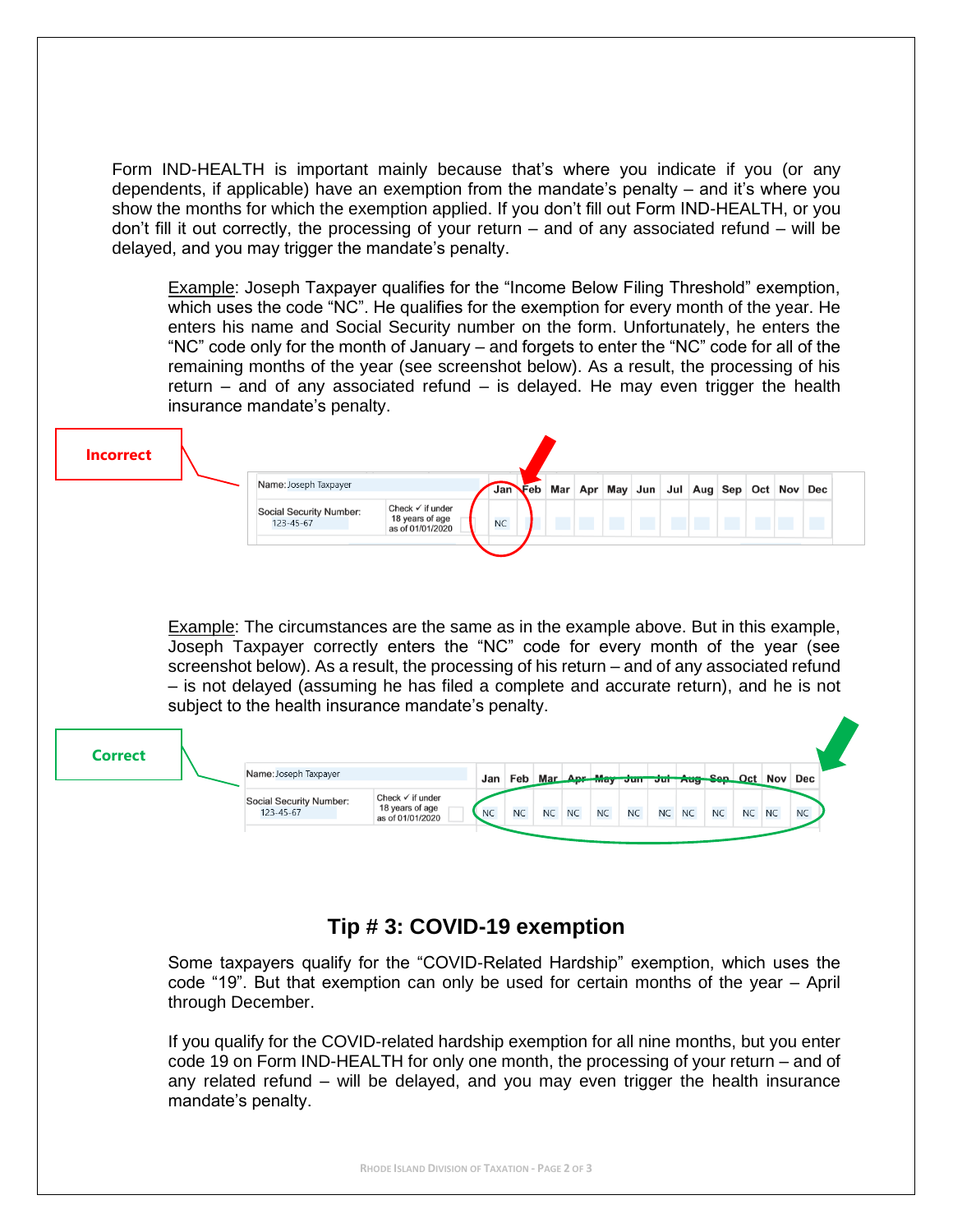Form IND-HEALTH is important mainly because that's where you indicate if you (or any dependents, if applicable) have an exemption from the mandate's penalty – and it's where you show the months for which the exemption applied. If you don't fill out Form IND-HEALTH, or you don't fill it out correctly, the processing of your return – and of any associated refund – will be delayed, and you may trigger the mandate's penalty.

> Example: Joseph Taxpayer qualifies for the "Income Below Filing Threshold" exemption, which uses the code "NC". He qualifies for the exemption for every month of the year. He enters his name and Social Security number on the form. Unfortunately, he enters the "NC" code only for the month of January – and forgets to enter the "NC" code for all of the remaining months of the year (see screenshot below). As a result, the processing of his return – and of any associated refund – is delayed. He may even trigger the health insurance mandate's penalty.

**Incorrect**

| Name: Joseph Taxpayer | | Jan | Feb | Mar | Apr | May | Jun | Jul | Aug | Sep | Oct | Nov | Dec |
|---|---|---|---|---|---|---|---|---|---|---|---|---|---|
| Social Security Number: 123-45-67 | Check ✓ if under 18 years of age as of 01/01/2020 | NC | | | | | | | | | | | |

> Example: The circumstances are the same as in the example above. But in this example, Joseph Taxpayer correctly enters the "NC" code for every month of the year (see screenshot below). As a result, the processing of his return – and of any associated refund – is not delayed (assuming he has filed a complete and accurate return), and he is not subject to the health insurance mandate's penalty.

**Correct**

| Name: Joseph Taxpayer | | Jan | Feb | Mar | Apr | May | Jun | Jul | Aug | Sep | Oct | Nov | Dec |
|---|---|---|---|---|---|---|---|---|---|---|---|---|---|
| Social Security Number: 123-45-67 | Check ✓ if under 18 years of age as of 01/01/2020 | NC | NC | NC | NC | NC | NC | NC | NC | NC | NC | NC | NC |

## Tip # 3: COVID-19 exemption

Some taxpayers qualify for the "COVID-Related Hardship" exemption, which uses the code "19". But that exemption can only be used for certain months of the year – April through December.

If you qualify for the COVID-related hardship exemption for all nine months, but you enter code 19 on Form IND-HEALTH for only one month, the processing of your return – and of any related refund – will be delayed, and you may even trigger the health insurance mandate's penalty.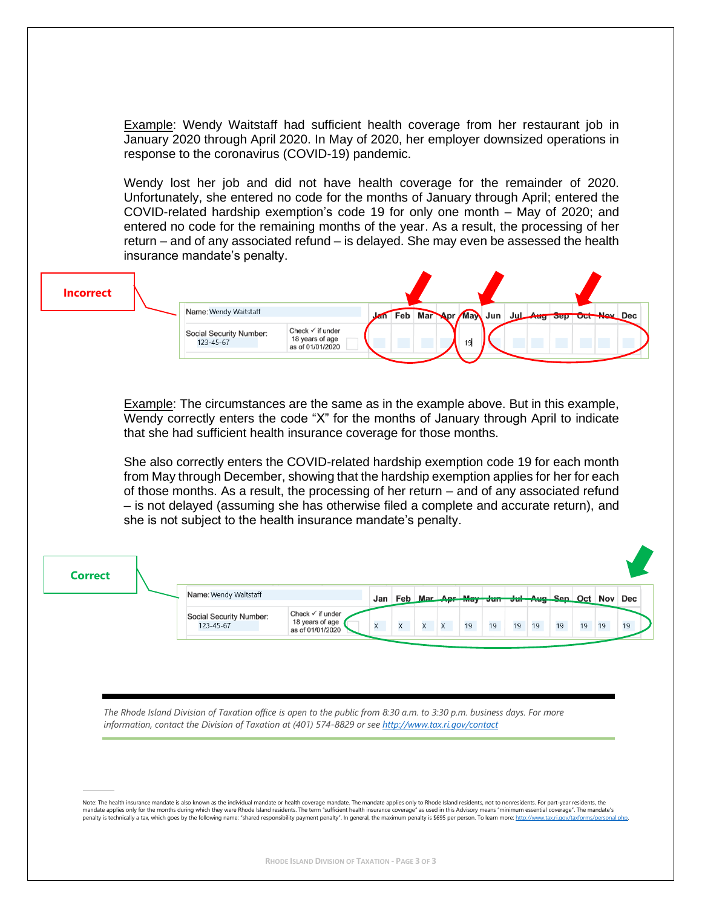<u>Example</u>: Wendy Waitstaff had sufficient health coverage from her restaurant job in January 2020 through April 2020. In May of 2020, her employer downsized operations in response to the coronavirus (COVID-19) pandemic.

Wendy lost her job and did not have health coverage for the remainder of 2020. Unfortunately, she entered no code for the months of January through April; entered the COVID-related hardship exemption's code 19 for only one month – May of 2020; and entered no code for the remaining months of the year. As a result, the processing of her return – and of any associated refund – is delayed. She may even be assessed the health insurance mandate's penalty.

**Incorrect**

| Name: Wendy Waitstaff | | Jan | Feb | Mar | Apr | May | Jun | Jul | Aug | Sep | Oct | Nov | Dec |
|---|---|---|---|---|---|---|---|---|---|---|---|---|---|
| Social Security Number: 123-45-67 | Check ✓ if under 18 years of age as of 01/01/2020 | | | | | 19 | | | | | | | |

<u>Example</u>: The circumstances are the same as in the example above. But in this example, Wendy correctly enters the code "X" for the months of January through April to indicate that she had sufficient health insurance coverage for those months.

She also correctly enters the COVID-related hardship exemption code 19 for each month from May through December, showing that the hardship exemption applies for her for each of those months. As a result, the processing of her return – and of any associated refund – is not delayed (assuming she has otherwise filed a complete and accurate return), and she is not subject to the health insurance mandate's penalty.

**Correct**

| Name: Wendy Waitstaff | | Jan | Feb | Mar | Apr | May | Jun | Jul | Aug | Sep | Oct | Nov | Dec |
|---|---|---|---|---|---|---|---|---|---|---|---|---|---|
| Social Security Number: 123-45-67 | Check ✓ if under 18 years of age as of 01/01/2020 | X | X | X | X | 19 | 19 | 19 | 19 | 19 | 19 | 19 | 19 |

*The Rhode Island Division of Taxation office is open to the public from 8:30 a.m. to 3:30 p.m. business days. For more information, contact the Division of Taxation at (401) 574-8829 or see http://www.tax.ri.gov/contact*

Note: The health insurance mandate is also known as the individual mandate or health coverage mandate. The mandate applies only to Rhode Island residents, not to nonresidents. For part-year residents, the mandate applies only for the months during which they were Rhode Island residents. The term "sufficient health insurance coverage" as used in this Advisory means "minimum essential coverage". The mandate's penalty is technically a tax, which goes by the following name: "shared responsibility payment penalty". In general, the maximum penalty is $695 per person. To learn more: http://www.tax.ri.gov/taxforms/personal.php.